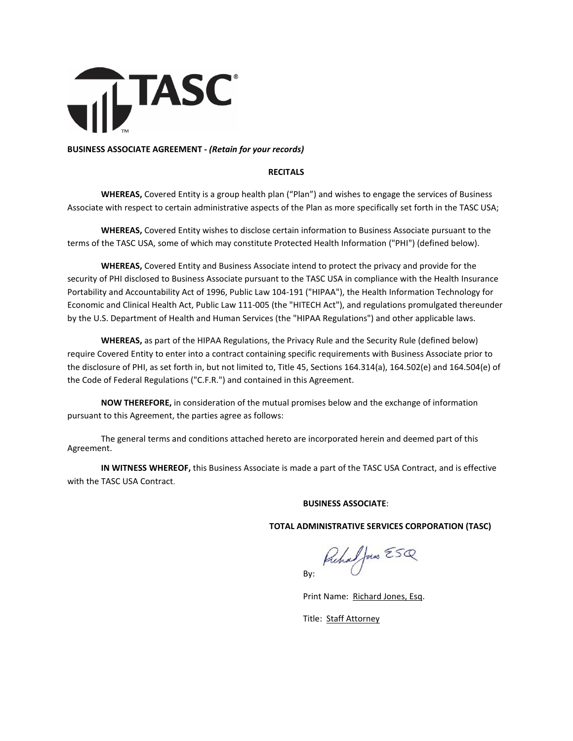TASC®

**BUSINESS ASSOCIATE AGREEMENT -** ***(Retain for your records)***

**RECITALS**

**WHEREAS,** Covered Entity is a group health plan ("Plan") and wishes to engage the services of Business Associate with respect to certain administrative aspects of the Plan as more specifically set forth in the TASC USA;

**WHEREAS,** Covered Entity wishes to disclose certain information to Business Associate pursuant to the terms of the TASC USA, some of which may constitute Protected Health Information ("PHI") (defined below).

**WHEREAS,** Covered Entity and Business Associate intend to protect the privacy and provide for the security of PHI disclosed to Business Associate pursuant to the TASC USA in compliance with the Health Insurance Portability and Accountability Act of 1996, Public Law 104-191 ("HIPAA"), the Health Information Technology for Economic and Clinical Health Act, Public Law 111-005 (the "HITECH Act"), and regulations promulgated thereunder by the U.S. Department of Health and Human Services (the "HIPAA Regulations") and other applicable laws.

**WHEREAS,** as part of the HIPAA Regulations, the Privacy Rule and the Security Rule (defined below) require Covered Entity to enter into a contract containing specific requirements with Business Associate prior to the disclosure of PHI, as set forth in, but not limited to, Title 45, Sections 164.314(a), 164.502(e) and 164.504(e) of the Code of Federal Regulations ("C.F.R.") and contained in this Agreement.

**NOW THEREFORE,** in consideration of the mutual promises below and the exchange of information pursuant to this Agreement, the parties agree as follows:

The general terms and conditions attached hereto are incorporated herein and deemed part of this Agreement.

**IN WITNESS WHEREOF,** this Business Associate is made a part of the TASC USA Contract, and is effective with the TASC USA Contract.

**BUSINESS ASSOCIATE**:

**TOTAL ADMINISTRATIVE SERVICES CORPORATION (TASC)**

By: Richard Jones ESQ

Print Name: Richard Jones, Esq.

Title: Staff Attorney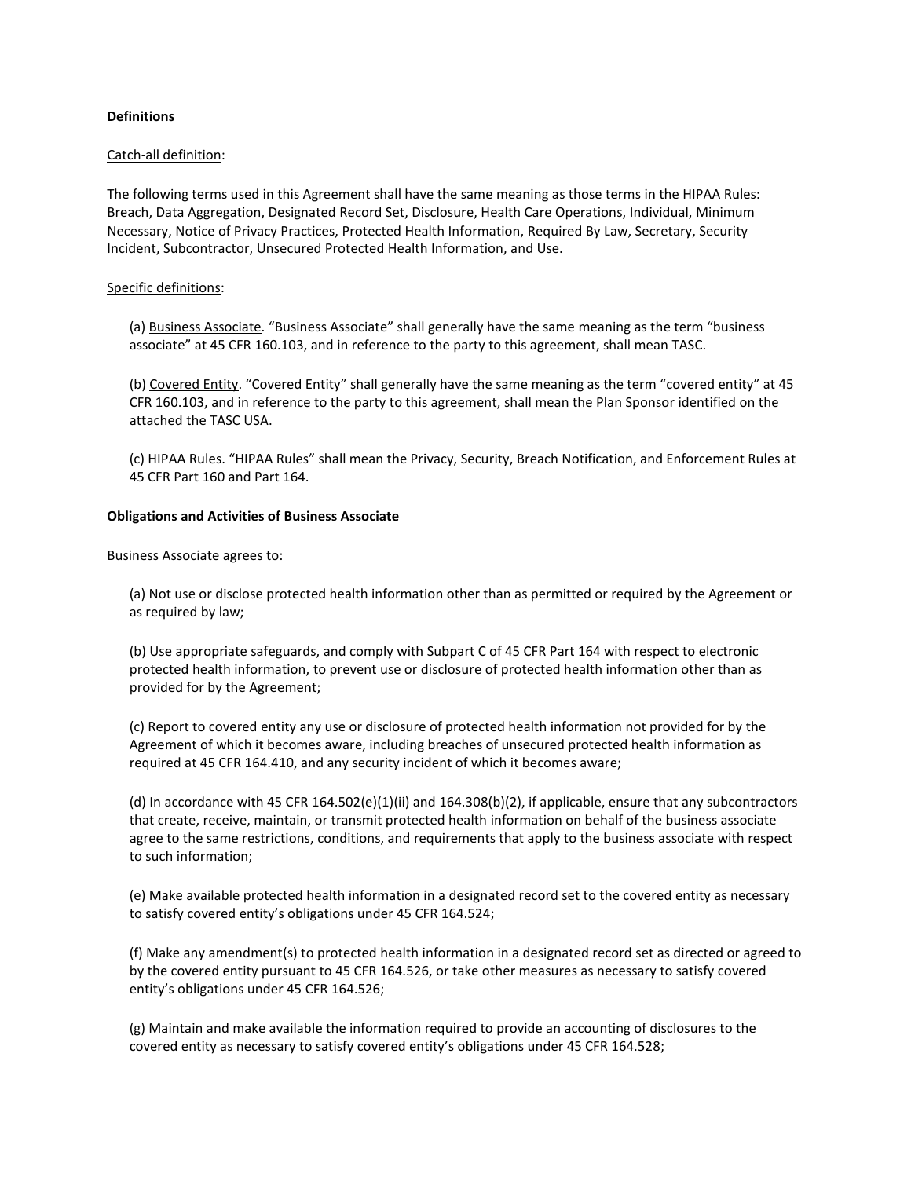**Definitions**

Catch-all definition:

The following terms used in this Agreement shall have the same meaning as those terms in the HIPAA Rules: Breach, Data Aggregation, Designated Record Set, Disclosure, Health Care Operations, Individual, Minimum Necessary, Notice of Privacy Practices, Protected Health Information, Required By Law, Secretary, Security Incident, Subcontractor, Unsecured Protected Health Information, and Use.

Specific definitions:

(a) Business Associate. “Business Associate” shall generally have the same meaning as the term “business associate” at 45 CFR 160.103, and in reference to the party to this agreement, shall mean TASC.

(b) Covered Entity. “Covered Entity” shall generally have the same meaning as the term “covered entity” at 45 CFR 160.103, and in reference to the party to this agreement, shall mean the Plan Sponsor identified on the attached the TASC USA.

(c) HIPAA Rules. “HIPAA Rules” shall mean the Privacy, Security, Breach Notification, and Enforcement Rules at 45 CFR Part 160 and Part 164.

**Obligations and Activities of Business Associate**

Business Associate agrees to:

(a) Not use or disclose protected health information other than as permitted or required by the Agreement or as required by law;

(b) Use appropriate safeguards, and comply with Subpart C of 45 CFR Part 164 with respect to electronic protected health information, to prevent use or disclosure of protected health information other than as provided for by the Agreement;

(c) Report to covered entity any use or disclosure of protected health information not provided for by the Agreement of which it becomes aware, including breaches of unsecured protected health information as required at 45 CFR 164.410, and any security incident of which it becomes aware;

(d) In accordance with 45 CFR 164.502(e)(1)(ii) and 164.308(b)(2), if applicable, ensure that any subcontractors that create, receive, maintain, or transmit protected health information on behalf of the business associate agree to the same restrictions, conditions, and requirements that apply to the business associate with respect to such information;

(e) Make available protected health information in a designated record set to the covered entity as necessary to satisfy covered entity’s obligations under 45 CFR 164.524;

(f) Make any amendment(s) to protected health information in a designated record set as directed or agreed to by the covered entity pursuant to 45 CFR 164.526, or take other measures as necessary to satisfy covered entity’s obligations under 45 CFR 164.526;

(g) Maintain and make available the information required to provide an accounting of disclosures to the covered entity as necessary to satisfy covered entity’s obligations under 45 CFR 164.528;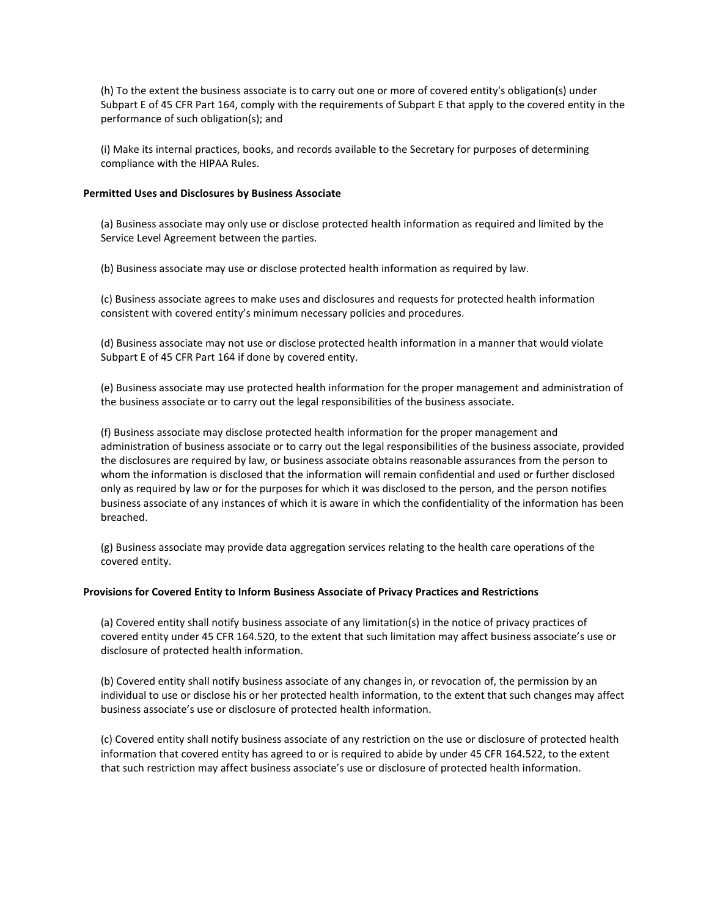(h) To the extent the business associate is to carry out one or more of covered entity's obligation(s) under Subpart E of 45 CFR Part 164, comply with the requirements of Subpart E that apply to the covered entity in the performance of such obligation(s); and

(i) Make its internal practices, books, and records available to the Secretary for purposes of determining compliance with the HIPAA Rules.

**Permitted Uses and Disclosures by Business Associate**

(a) Business associate may only use or disclose protected health information as required and limited by the Service Level Agreement between the parties.

(b) Business associate may use or disclose protected health information as required by law.

(c) Business associate agrees to make uses and disclosures and requests for protected health information consistent with covered entity's minimum necessary policies and procedures.

(d) Business associate may not use or disclose protected health information in a manner that would violate Subpart E of 45 CFR Part 164 if done by covered entity.

(e) Business associate may use protected health information for the proper management and administration of the business associate or to carry out the legal responsibilities of the business associate.

(f) Business associate may disclose protected health information for the proper management and administration of business associate or to carry out the legal responsibilities of the business associate, provided the disclosures are required by law, or business associate obtains reasonable assurances from the person to whom the information is disclosed that the information will remain confidential and used or further disclosed only as required by law or for the purposes for which it was disclosed to the person, and the person notifies business associate of any instances of which it is aware in which the confidentiality of the information has been breached.

(g) Business associate may provide data aggregation services relating to the health care operations of the covered entity.

**Provisions for Covered Entity to Inform Business Associate of Privacy Practices and Restrictions**

(a) Covered entity shall notify business associate of any limitation(s) in the notice of privacy practices of covered entity under 45 CFR 164.520, to the extent that such limitation may affect business associate's use or disclosure of protected health information.

(b) Covered entity shall notify business associate of any changes in, or revocation of, the permission by an individual to use or disclose his or her protected health information, to the extent that such changes may affect business associate's use or disclosure of protected health information.

(c) Covered entity shall notify business associate of any restriction on the use or disclosure of protected health information that covered entity has agreed to or is required to abide by under 45 CFR 164.522, to the extent that such restriction may affect business associate's use or disclosure of protected health information.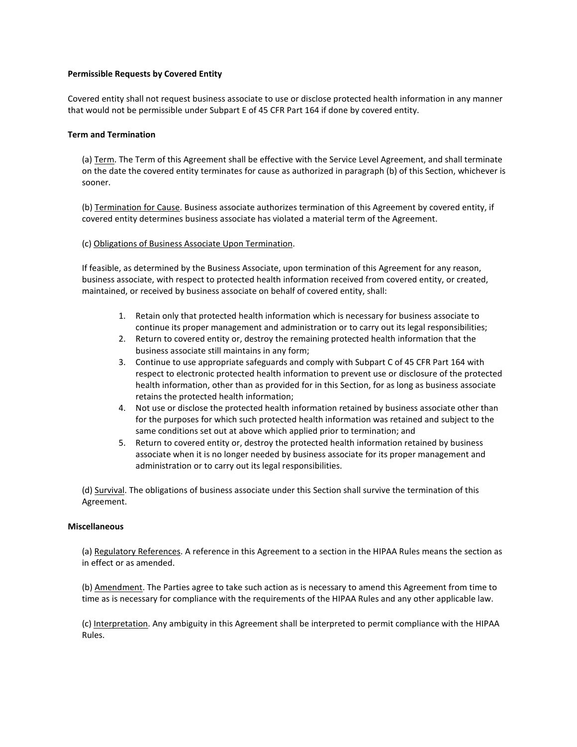**Permissible Requests by Covered Entity**

Covered entity shall not request business associate to use or disclose protected health information in any manner that would not be permissible under Subpart E of 45 CFR Part 164 if done by covered entity.

**Term and Termination**

(a) Term. The Term of this Agreement shall be effective with the Service Level Agreement, and shall terminate on the date the covered entity terminates for cause as authorized in paragraph (b) of this Section, whichever is sooner.

(b) Termination for Cause. Business associate authorizes termination of this Agreement by covered entity, if covered entity determines business associate has violated a material term of the Agreement.

(c) Obligations of Business Associate Upon Termination.

If feasible, as determined by the Business Associate, upon termination of this Agreement for any reason, business associate, with respect to protected health information received from covered entity, or created, maintained, or received by business associate on behalf of covered entity, shall:

1. Retain only that protected health information which is necessary for business associate to continue its proper management and administration or to carry out its legal responsibilities;
2. Return to covered entity or, destroy the remaining protected health information that the business associate still maintains in any form;
3. Continue to use appropriate safeguards and comply with Subpart C of 45 CFR Part 164 with respect to electronic protected health information to prevent use or disclosure of the protected health information, other than as provided for in this Section, for as long as business associate retains the protected health information;
4. Not use or disclose the protected health information retained by business associate other than for the purposes for which such protected health information was retained and subject to the same conditions set out at above which applied prior to termination; and
5. Return to covered entity or, destroy the protected health information retained by business associate when it is no longer needed by business associate for its proper management and administration or to carry out its legal responsibilities.

(d) Survival. The obligations of business associate under this Section shall survive the termination of this Agreement.

**Miscellaneous**

(a) Regulatory References. A reference in this Agreement to a section in the HIPAA Rules means the section as in effect or as amended.

(b) Amendment. The Parties agree to take such action as is necessary to amend this Agreement from time to time as is necessary for compliance with the requirements of the HIPAA Rules and any other applicable law.

(c) Interpretation. Any ambiguity in this Agreement shall be interpreted to permit compliance with the HIPAA Rules.